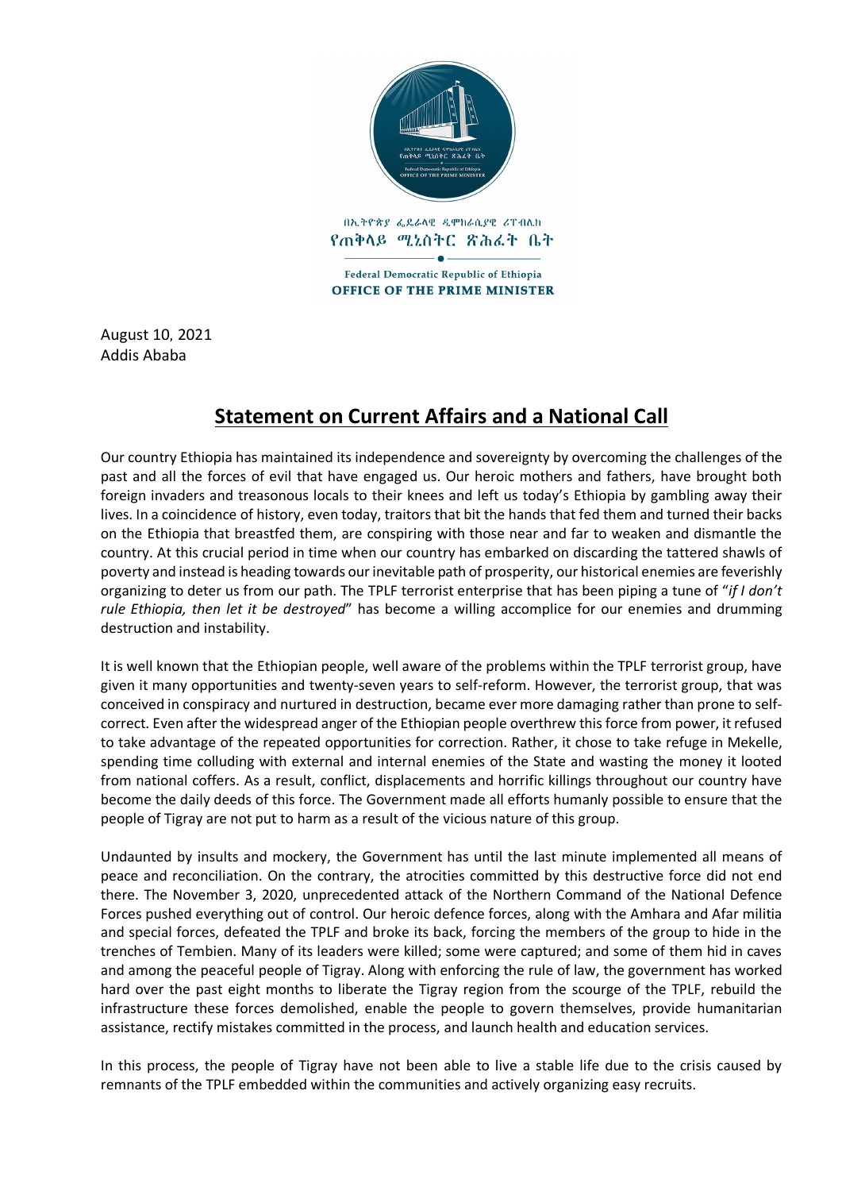በኢትዮጵያ ፌደራላዊ ዲሞክራሲያዊ ሪፐብሊክ
የጠቅላይ ሚኒስትር ጽሕፈት ቤት

Federal Democratic Republic of Ethiopia
OFFICE OF THE PRIME MINISTER

August 10, 2021
Addis Ababa

# Statement on Current Affairs and a National Call

Our country Ethiopia has maintained its independence and sovereignty by overcoming the challenges of the past and all the forces of evil that have engaged us. Our heroic mothers and fathers, have brought both foreign invaders and treasonous locals to their knees and left us today's Ethiopia by gambling away their lives. In a coincidence of history, even today, traitors that bit the hands that fed them and turned their backs on the Ethiopia that breastfed them, are conspiring with those near and far to weaken and dismantle the country. At this crucial period in time when our country has embarked on discarding the tattered shawls of poverty and instead is heading towards our inevitable path of prosperity, our historical enemies are feverishly organizing to deter us from our path. The TPLF terrorist enterprise that has been piping a tune of "*if I don't rule Ethiopia, then let it be destroyed*" has become a willing accomplice for our enemies and drumming destruction and instability.

It is well known that the Ethiopian people, well aware of the problems within the TPLF terrorist group, have given it many opportunities and twenty-seven years to self-reform. However, the terrorist group, that was conceived in conspiracy and nurtured in destruction, became ever more damaging rather than prone to self-correct. Even after the widespread anger of the Ethiopian people overthrew this force from power, it refused to take advantage of the repeated opportunities for correction. Rather, it chose to take refuge in Mekelle, spending time colluding with external and internal enemies of the State and wasting the money it looted from national coffers. As a result, conflict, displacements and horrific killings throughout our country have become the daily deeds of this force. The Government made all efforts humanly possible to ensure that the people of Tigray are not put to harm as a result of the vicious nature of this group.

Undaunted by insults and mockery, the Government has until the last minute implemented all means of peace and reconciliation. On the contrary, the atrocities committed by this destructive force did not end there. The November 3, 2020, unprecedented attack of the Northern Command of the National Defence Forces pushed everything out of control. Our heroic defence forces, along with the Amhara and Afar militia and special forces, defeated the TPLF and broke its back, forcing the members of the group to hide in the trenches of Tembien. Many of its leaders were killed; some were captured; and some of them hid in caves and among the peaceful people of Tigray. Along with enforcing the rule of law, the government has worked hard over the past eight months to liberate the Tigray region from the scourge of the TPLF, rebuild the infrastructure these forces demolished, enable the people to govern themselves, provide humanitarian assistance, rectify mistakes committed in the process, and launch health and education services.

In this process, the people of Tigray have not been able to live a stable life due to the crisis caused by remnants of the TPLF embedded within the communities and actively organizing easy recruits.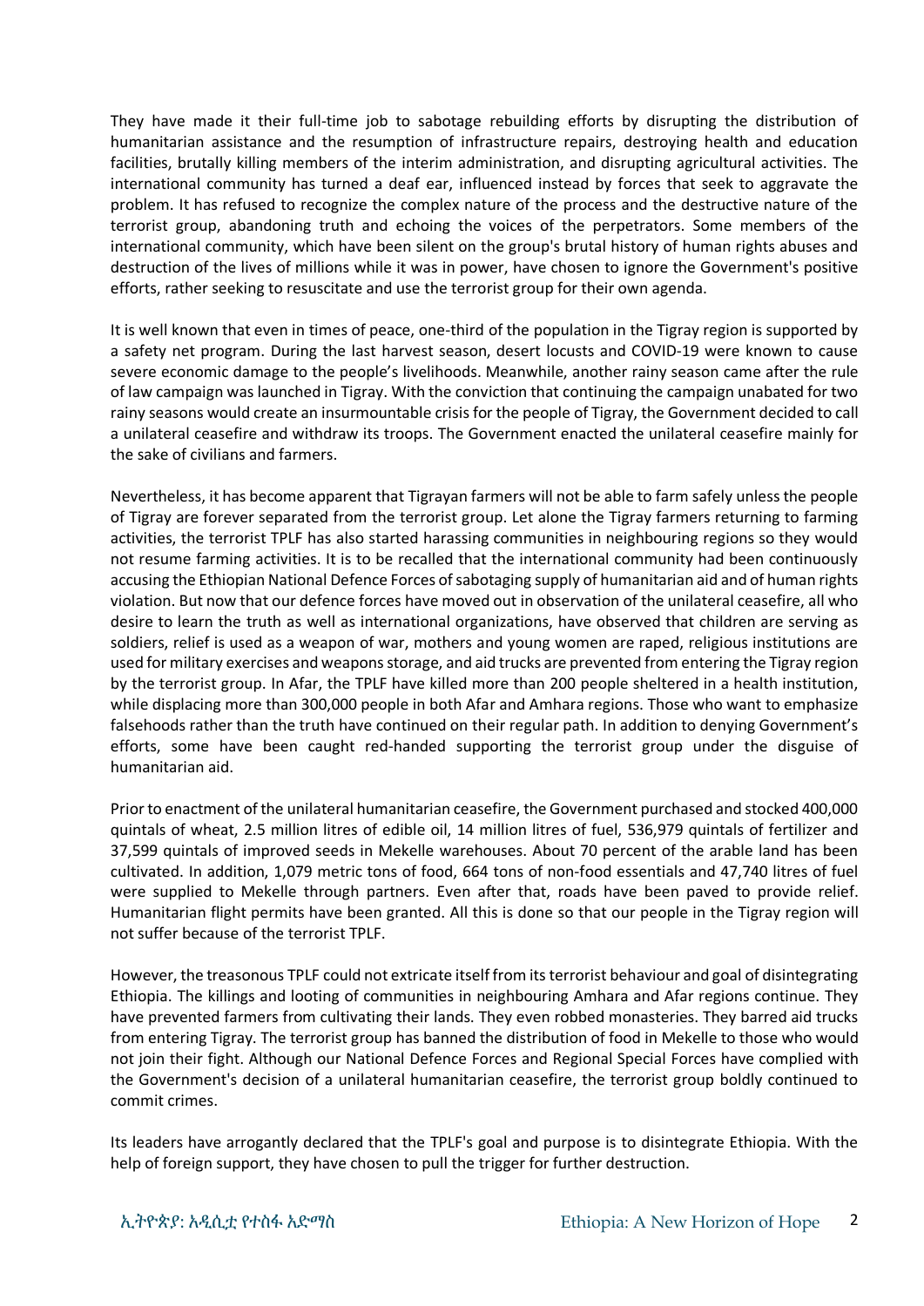They have made it their full-time job to sabotage rebuilding efforts by disrupting the distribution of humanitarian assistance and the resumption of infrastructure repairs, destroying health and education facilities, brutally killing members of the interim administration, and disrupting agricultural activities. The international community has turned a deaf ear, influenced instead by forces that seek to aggravate the problem. It has refused to recognize the complex nature of the process and the destructive nature of the terrorist group, abandoning truth and echoing the voices of the perpetrators. Some members of the international community, which have been silent on the group's brutal history of human rights abuses and destruction of the lives of millions while it was in power, have chosen to ignore the Government's positive efforts, rather seeking to resuscitate and use the terrorist group for their own agenda.

It is well known that even in times of peace, one-third of the population in the Tigray region is supported by a safety net program. During the last harvest season, desert locusts and COVID-19 were known to cause severe economic damage to the people's livelihoods. Meanwhile, another rainy season came after the rule of law campaign was launched in Tigray. With the conviction that continuing the campaign unabated for two rainy seasons would create an insurmountable crisis for the people of Tigray, the Government decided to call a unilateral ceasefire and withdraw its troops. The Government enacted the unilateral ceasefire mainly for the sake of civilians and farmers.

Nevertheless, it has become apparent that Tigrayan farmers will not be able to farm safely unless the people of Tigray are forever separated from the terrorist group. Let alone the Tigray farmers returning to farming activities, the terrorist TPLF has also started harassing communities in neighbouring regions so they would not resume farming activities. It is to be recalled that the international community had been continuously accusing the Ethiopian National Defence Forces of sabotaging supply of humanitarian aid and of human rights violation. But now that our defence forces have moved out in observation of the unilateral ceasefire, all who desire to learn the truth as well as international organizations, have observed that children are serving as soldiers, relief is used as a weapon of war, mothers and young women are raped, religious institutions are used for military exercises and weapons storage, and aid trucks are prevented from entering the Tigray region by the terrorist group. In Afar, the TPLF have killed more than 200 people sheltered in a health institution, while displacing more than 300,000 people in both Afar and Amhara regions. Those who want to emphasize falsehoods rather than the truth have continued on their regular path. In addition to denying Government's efforts, some have been caught red-handed supporting the terrorist group under the disguise of humanitarian aid.

Prior to enactment of the unilateral humanitarian ceasefire, the Government purchased and stocked 400,000 quintals of wheat, 2.5 million litres of edible oil, 14 million litres of fuel, 536,979 quintals of fertilizer and 37,599 quintals of improved seeds in Mekelle warehouses. About 70 percent of the arable land has been cultivated. In addition, 1,079 metric tons of food, 664 tons of non-food essentials and 47,740 litres of fuel were supplied to Mekelle through partners. Even after that, roads have been paved to provide relief. Humanitarian flight permits have been granted. All this is done so that our people in the Tigray region will not suffer because of the terrorist TPLF.

However, the treasonous TPLF could not extricate itself from its terrorist behaviour and goal of disintegrating Ethiopia. The killings and looting of communities in neighbouring Amhara and Afar regions continue. They have prevented farmers from cultivating their lands. They even robbed monasteries. They barred aid trucks from entering Tigray. The terrorist group has banned the distribution of food in Mekelle to those who would not join their fight. Although our National Defence Forces and Regional Special Forces have complied with the Government's decision of a unilateral humanitarian ceasefire, the terrorist group boldly continued to commit crimes.

Its leaders have arrogantly declared that the TPLF's goal and purpose is to disintegrate Ethiopia. With the help of foreign support, they have chosen to pull the trigger for further destruction.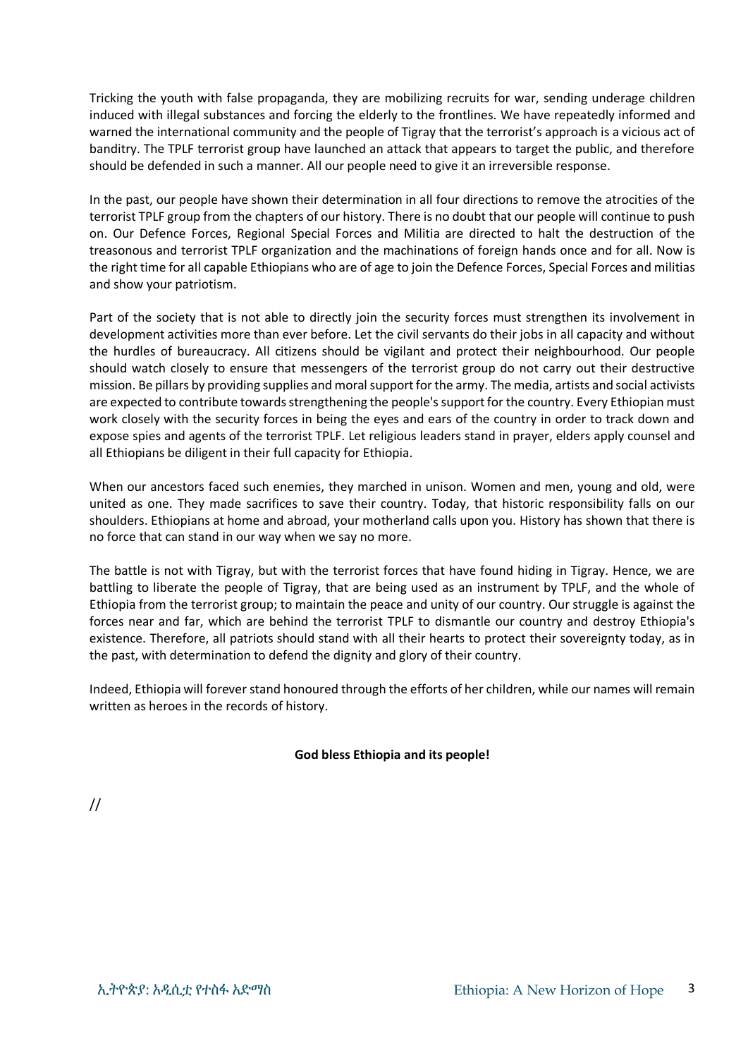Tricking the youth with false propaganda, they are mobilizing recruits for war, sending underage children induced with illegal substances and forcing the elderly to the frontlines. We have repeatedly informed and warned the international community and the people of Tigray that the terrorist's approach is a vicious act of banditry. The TPLF terrorist group have launched an attack that appears to target the public, and therefore should be defended in such a manner. All our people need to give it an irreversible response.

In the past, our people have shown their determination in all four directions to remove the atrocities of the terrorist TPLF group from the chapters of our history. There is no doubt that our people will continue to push on. Our Defence Forces, Regional Special Forces and Militia are directed to halt the destruction of the treasonous and terrorist TPLF organization and the machinations of foreign hands once and for all. Now is the right time for all capable Ethiopians who are of age to join the Defence Forces, Special Forces and militias and show your patriotism.

Part of the society that is not able to directly join the security forces must strengthen its involvement in development activities more than ever before. Let the civil servants do their jobs in all capacity and without the hurdles of bureaucracy. All citizens should be vigilant and protect their neighbourhood. Our people should watch closely to ensure that messengers of the terrorist group do not carry out their destructive mission. Be pillars by providing supplies and moral support for the army. The media, artists and social activists are expected to contribute towards strengthening the people's support for the country. Every Ethiopian must work closely with the security forces in being the eyes and ears of the country in order to track down and expose spies and agents of the terrorist TPLF. Let religious leaders stand in prayer, elders apply counsel and all Ethiopians be diligent in their full capacity for Ethiopia.

When our ancestors faced such enemies, they marched in unison. Women and men, young and old, were united as one. They made sacrifices to save their country. Today, that historic responsibility falls on our shoulders. Ethiopians at home and abroad, your motherland calls upon you. History has shown that there is no force that can stand in our way when we say no more.

The battle is not with Tigray, but with the terrorist forces that have found hiding in Tigray. Hence, we are battling to liberate the people of Tigray, that are being used as an instrument by TPLF, and the whole of Ethiopia from the terrorist group; to maintain the peace and unity of our country. Our struggle is against the forces near and far, which are behind the terrorist TPLF to dismantle our country and destroy Ethiopia's existence. Therefore, all patriots should stand with all their hearts to protect their sovereignty today, as in the past, with determination to defend the dignity and glory of their country.

Indeed, Ethiopia will forever stand honoured through the efforts of her children, while our names will remain written as heroes in the records of history.

**God bless Ethiopia and its people!**

//